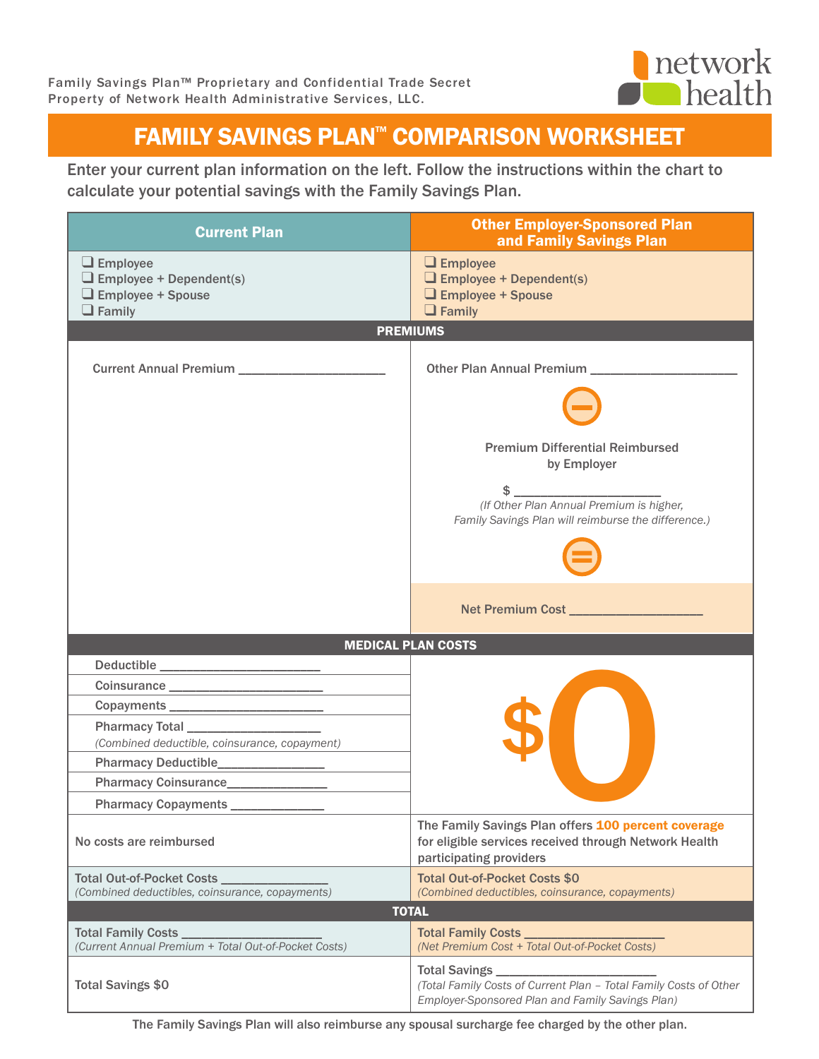Family Savings Plan™ Proprietary and Confidential Trade Secret
Property of Network Health Administrative Services, LLC.

# FAMILY SAVINGS PLAN™ COMPARISON WORKSHEET

Enter your current plan information on the left. Follow the instructions within the chart to calculate your potential savings with the Family Savings Plan.

| Current Plan | Other Employer-Sponsored Plan and Family Savings Plan |
|---|---|
| ❑ Employee<br>❑ Employee + Dependent(s)<br>❑ Employee + Spouse<br>❑ Family | ❑ Employee<br>❑ Employee + Dependent(s)<br>❑ Employee + Spouse<br>❑ Family |
| **PREMIUMS** | |
| Current Annual Premium ____________________ | Other Plan Annual Premium ____________________<br>⊖<br>Premium Differential Reimbursed by Employer<br>$ ____________________<br>*(If Other Plan Annual Premium is higher, Family Savings Plan will reimburse the difference.)*<br>⊜<br>Net Premium Cost __________________ |
| **MEDICAL PLAN COSTS** | |
| Deductible ______________________<br>Coinsurance ______________________<br>Copayments ______________________<br>Pharmacy Total ____________________ *(Combined deductible, coinsurance, copayment)*<br>Pharmacy Deductible_______________<br>Pharmacy Coinsurance______________<br>Pharmacy Copayments _____________ | $0 |
| No costs are reimbursed | The Family Savings Plan offers **100 percent coverage** for eligible services received through Network Health participating providers |
| Total Out-of-Pocket Costs _______________<br>*(Combined deductibles, coinsurance, copayments)* | Total Out-of-Pocket Costs $0<br>*(Combined deductibles, coinsurance, copayments)* |
| **TOTAL** | |
| Total Family Costs ____________________<br>*(Current Annual Premium + Total Out-of-Pocket Costs)* | Total Family Costs ____________________<br>*(Net Premium Cost + Total Out-of-Pocket Costs)* |
| Total Savings $0 | Total Savings ______________________<br>*(Total Family Costs of Current Plan – Total Family Costs of Other Employer-Sponsored Plan and Family Savings Plan)* |

The Family Savings Plan will also reimburse any spousal surcharge fee charged by the other plan.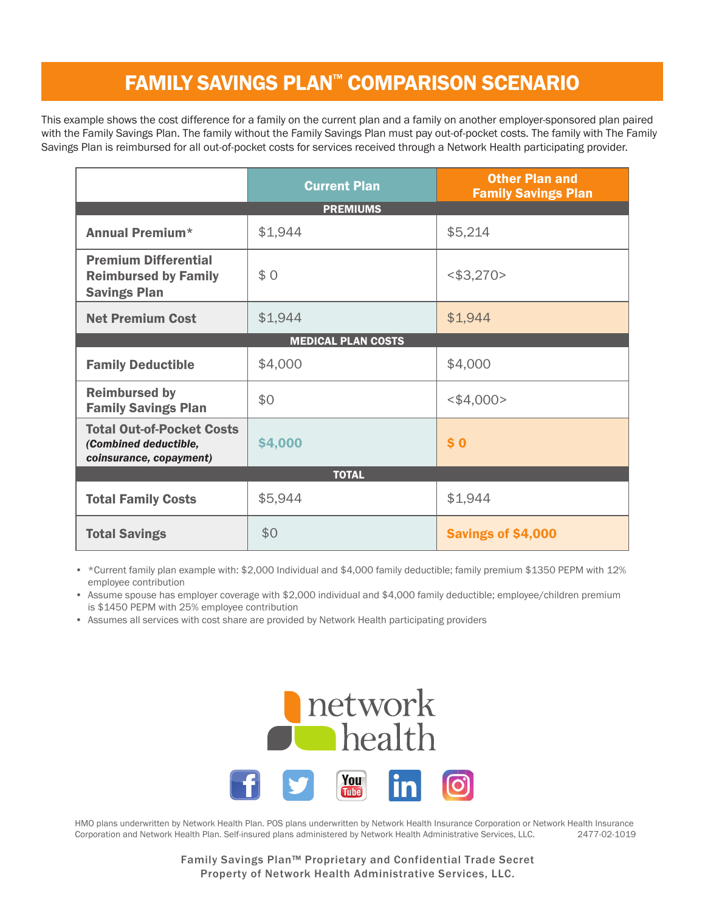# FAMILY SAVINGS PLAN™ COMPARISON SCENARIO

This example shows the cost difference for a family on the current plan and a family on another employer-sponsored plan paired with the Family Savings Plan. The family without the Family Savings Plan must pay out-of-pocket costs. The family with The Family Savings Plan is reimbursed for all out-of-pocket costs for services received through a Network Health participating provider.

| | Current Plan | Other Plan and Family Savings Plan |
|---|---|---|
| **PREMIUMS** | | |
| **Annual Premium*** | $1,944 | $5,214 |
| **Premium Differential Reimbursed by Family Savings Plan** | $ 0 | <$3,270> |
| **Net Premium Cost** | $1,944 | $1,944 |
| **MEDICAL PLAN COSTS** | | |
| **Family Deductible** | $4,000 | $4,000 |
| **Reimbursed by Family Savings Plan** | $0 | <$4,000> |
| **Total Out-of-Pocket Costs** ***(Combined deductible, coinsurance, copayment)*** | **$4,000** | **$ 0** |
| **TOTAL** | | |
| **Total Family Costs** | $5,944 | $1,944 |
| **Total Savings** | $0 | **Savings of $4,000** |

- *Current family plan example with: $2,000 Individual and $4,000 family deductible; family premium $1350 PEPM with 12% employee contribution
- Assume spouse has employer coverage with $2,000 individual and $4,000 family deductible; employee/children premium is $1450 PEPM with 25% employee contribution
- Assumes all services with cost share are provided by Network Health participating providers

network health

HMO plans underwritten by Network Health Plan. POS plans underwritten by Network Health Insurance Corporation or Network Health Insurance Corporation and Network Health Plan. Self-insured plans administered by Network Health Administrative Services, LLC. 2477-02-1019

Family Savings Plan™ Proprietary and Confidential Trade Secret
Property of Network Health Administrative Services, LLC.